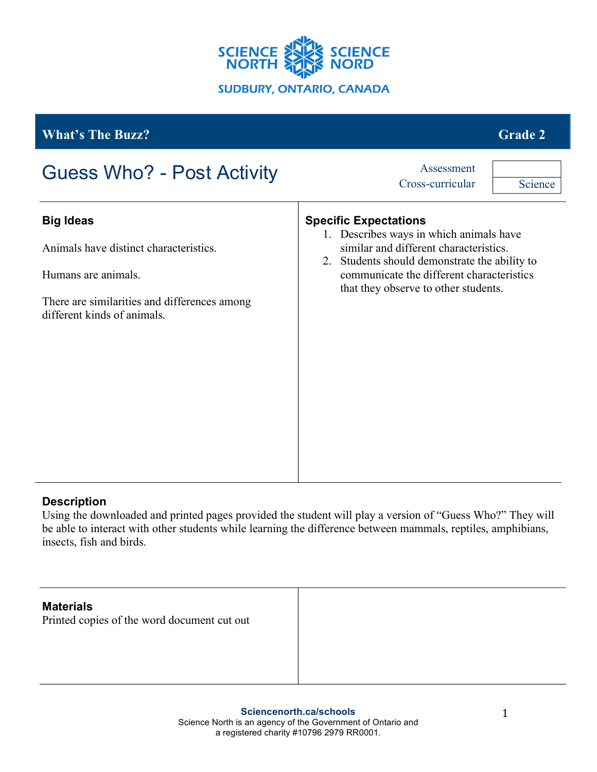SCIENCE NORTH SCIENCE NORD

SUDBURY, ONTARIO, CANADA

**What's The Buzz?** **Grade 2**

# Guess Who? - Post Activity

| Assessment | |
|---|---|
| Cross-curricular | Science |

## Big Ideas

Animals have distinct characteristics.

Humans are animals.

There are similarities and differences among different kinds of animals.

## Specific Expectations

1. Describes ways in which animals have similar and different characteristics.
2. Students should demonstrate the ability to communicate the different characteristics that they observe to other students.

## Description

Using the downloaded and printed pages provided the student will play a version of "Guess Who?" They will be able to interact with other students while learning the difference between mammals, reptiles, amphibians, insects, fish and birds.

## Materials

Printed copies of the word document cut out

**Sciencenorth.ca/schools**
Science North is an agency of the Government of Ontario and a registered charity #10796 2979 RR0001.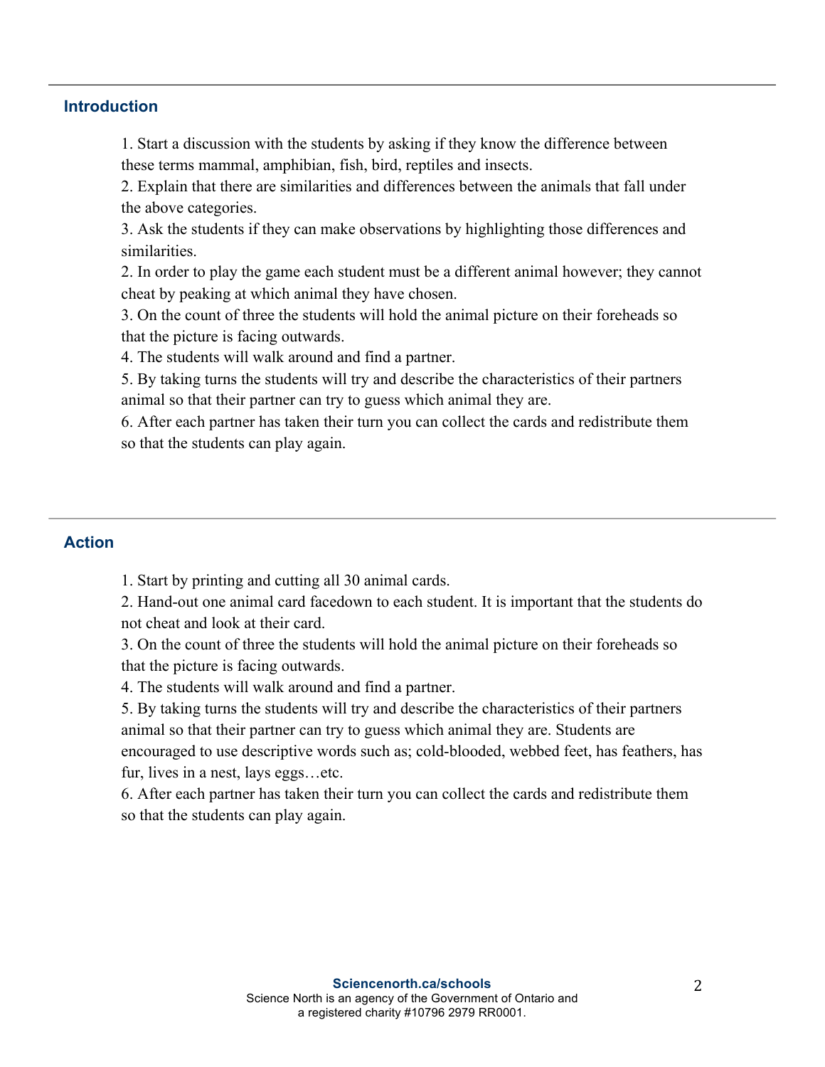## Introduction

1. Start a discussion with the students by asking if they know the difference between these terms mammal, amphibian, fish, bird, reptiles and insects.
2. Explain that there are similarities and differences between the animals that fall under the above categories.
3. Ask the students if they can make observations by highlighting those differences and similarities.
2. In order to play the game each student must be a different animal however; they cannot cheat by peaking at which animal they have chosen.
3. On the count of three the students will hold the animal picture on their foreheads so that the picture is facing outwards.
4. The students will walk around and find a partner.
5. By taking turns the students will try and describe the characteristics of their partners animal so that their partner can try to guess which animal they are.
6. After each partner has taken their turn you can collect the cards and redistribute them so that the students can play again.

## Action

1. Start by printing and cutting all 30 animal cards.
2. Hand-out one animal card facedown to each student. It is important that the students do not cheat and look at their card.
3. On the count of three the students will hold the animal picture on their foreheads so that the picture is facing outwards.
4. The students will walk around and find a partner.
5. By taking turns the students will try and describe the characteristics of their partners animal so that their partner can try to guess which animal they are. Students are encouraged to use descriptive words such as; cold-blooded, webbed feet, has feathers, has fur, lives in a nest, lays eggs…etc.
6. After each partner has taken their turn you can collect the cards and redistribute them so that the students can play again.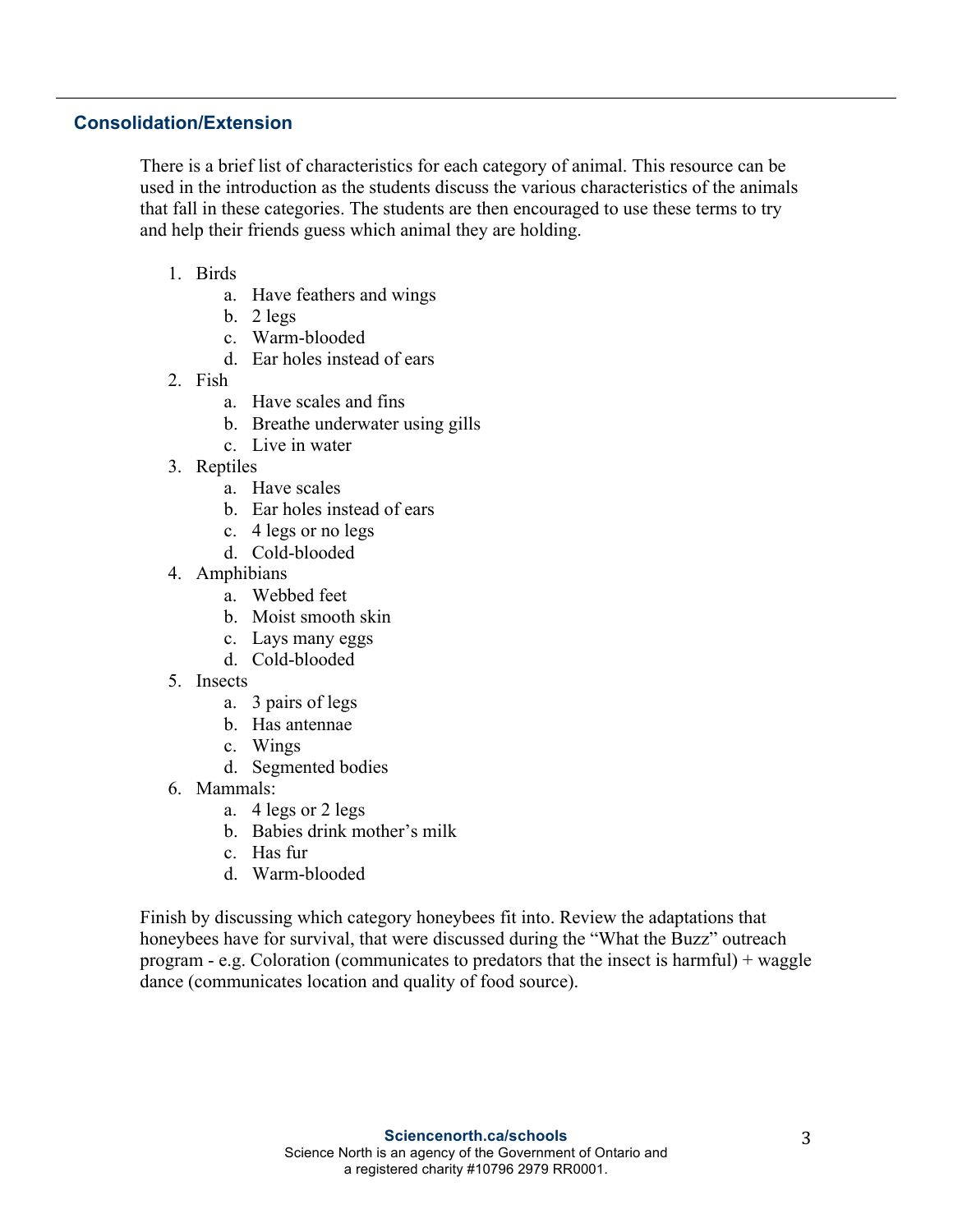## Consolidation/Extension

There is a brief list of characteristics for each category of animal. This resource can be used in the introduction as the students discuss the various characteristics of the animals that fall in these categories. The students are then encouraged to use these terms to try and help their friends guess which animal they are holding.

1. Birds
   a. Have feathers and wings
   b. 2 legs
   c. Warm-blooded
   d. Ear holes instead of ears
2. Fish
   a. Have scales and fins
   b. Breathe underwater using gills
   c. Live in water
3. Reptiles
   a. Have scales
   b. Ear holes instead of ears
   c. 4 legs or no legs
   d. Cold-blooded
4. Amphibians
   a. Webbed feet
   b. Moist smooth skin
   c. Lays many eggs
   d. Cold-blooded
5. Insects
   a. 3 pairs of legs
   b. Has antennae
   c. Wings
   d. Segmented bodies
6. Mammals:
   a. 4 legs or 2 legs
   b. Babies drink mother's milk
   c. Has fur
   d. Warm-blooded

Finish by discussing which category honeybees fit into. Review the adaptations that honeybees have for survival, that were discussed during the "What the Buzz" outreach program - e.g. Coloration (communicates to predators that the insect is harmful) + waggle dance (communicates location and quality of food source).